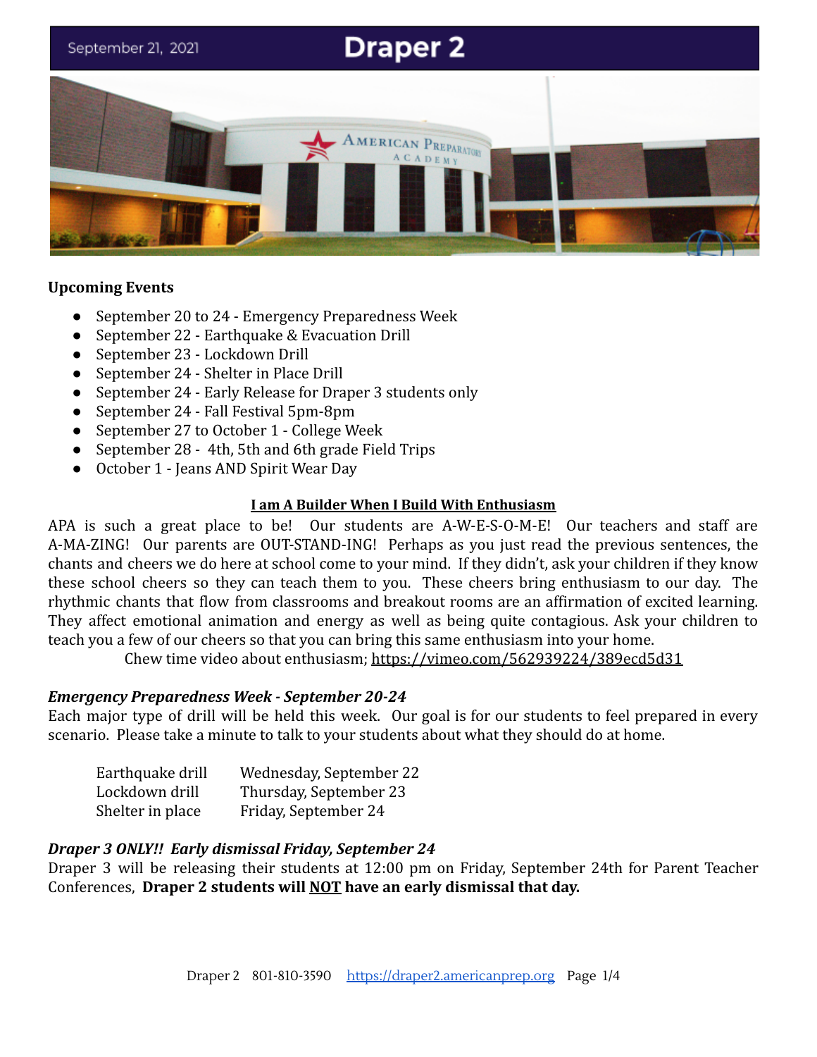September 21, 2021

# Draper 2

## Upcoming Events

- September 20 to 24 - Emergency Preparedness Week
- September 22 - Earthquake & Evacuation Drill
- September 23 - Lockdown Drill
- September 24 - Shelter in Place Drill
- September 24 - Early Release for Draper 3 students only
- September 24 - Fall Festival 5pm-8pm
- September 27 to October 1 - College Week
- September 28 - 4th, 5th and 6th grade Field Trips
- October 1 - Jeans AND Spirit Wear Day

### I am A Builder When I Build With Enthusiasm

APA is such a great place to be! Our students are A-W-E-S-O-M-E! Our teachers and staff are A-MA-ZING! Our parents are OUT-STAND-ING! Perhaps as you just read the previous sentences, the chants and cheers we do here at school come to your mind. If they didn't, ask your children if they know these school cheers so they can teach them to you. These cheers bring enthusiasm to our day. The rhythmic chants that flow from classrooms and breakout rooms are an affirmation of excited learning. They affect emotional animation and energy as well as being quite contagious. Ask your children to teach you a few of our cheers so that you can bring this same enthusiasm into your home.

Chew time video about enthusiasm; https://vimeo.com/562939224/389ecd5d31

### *Emergency Preparedness Week - September 20-24*

Each major type of drill will be held this week. Our goal is for our students to feel prepared in every scenario. Please take a minute to talk to your students about what they should do at home.

| | |
|---|---|
| Earthquake drill | Wednesday, September 22 |
| Lockdown drill | Thursday, September 23 |
| Shelter in place | Friday, September 24 |

### *Draper 3 ONLY!! Early dismissal Friday, September 24*

Draper 3 will be releasing their students at 12:00 pm on Friday, September 24th for Parent Teacher Conferences, **Draper 2 students will NOT have an early dismissal that day.**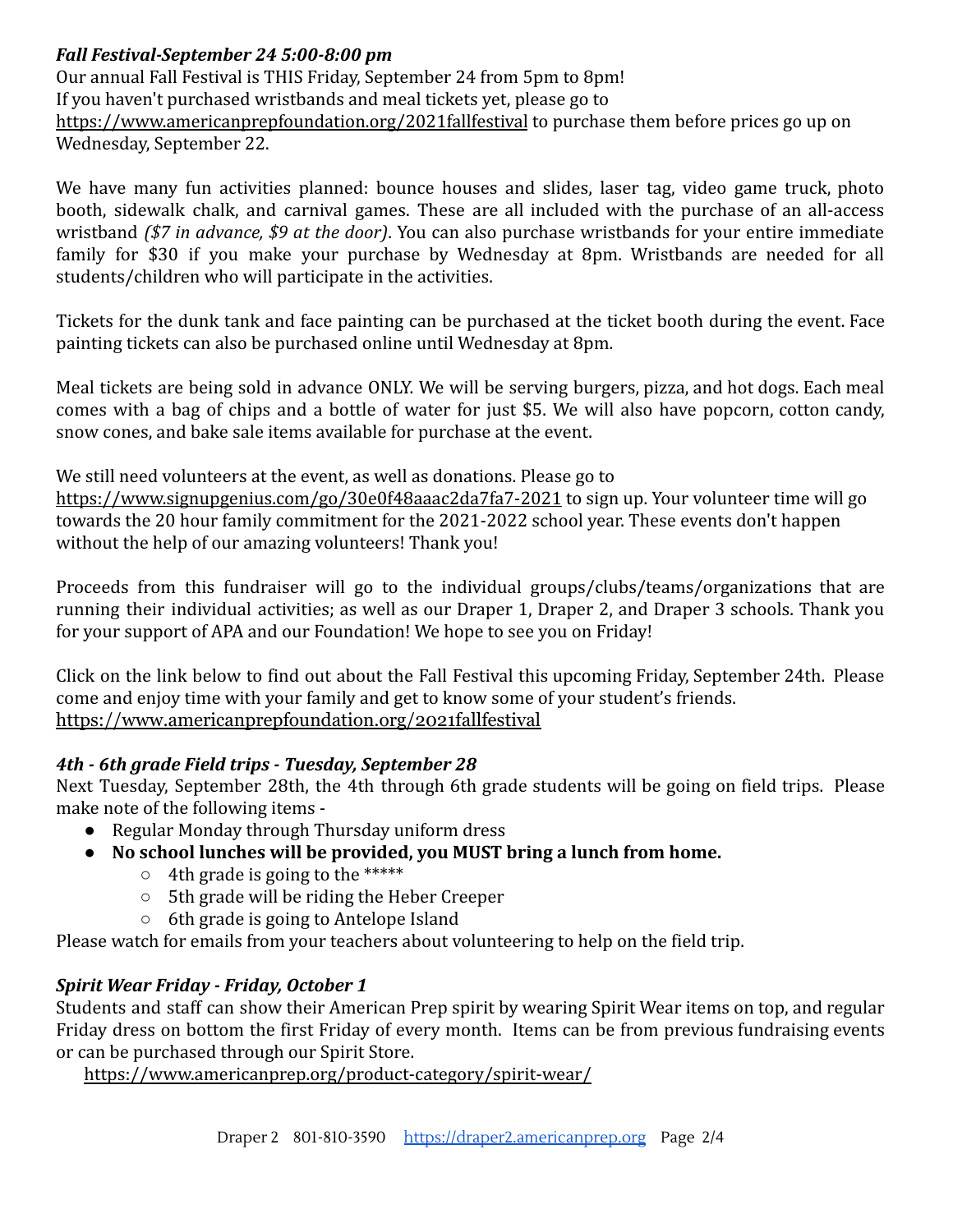***Fall Festival-September 24 5:00-8:00 pm***

Our annual Fall Festival is THIS Friday, September 24 from 5pm to 8pm!
If you haven't purchased wristbands and meal tickets yet, please go to https://www.americanprepfoundation.org/2021fallfestival to purchase them before prices go up on Wednesday, September 22.

We have many fun activities planned: bounce houses and slides, laser tag, video game truck, photo booth, sidewalk chalk, and carnival games. These are all included with the purchase of an all-access wristband *($7 in advance, $9 at the door)*. You can also purchase wristbands for your entire immediate family for $30 if you make your purchase by Wednesday at 8pm. Wristbands are needed for all students/children who will participate in the activities.

Tickets for the dunk tank and face painting can be purchased at the ticket booth during the event. Face painting tickets can also be purchased online until Wednesday at 8pm.

Meal tickets are being sold in advance ONLY. We will be serving burgers, pizza, and hot dogs. Each meal comes with a bag of chips and a bottle of water for just $5. We will also have popcorn, cotton candy, snow cones, and bake sale items available for purchase at the event.

We still need volunteers at the event, as well as donations. Please go to https://www.signupgenius.com/go/30e0f48aaac2da7fa7-2021 to sign up. Your volunteer time will go towards the 20 hour family commitment for the 2021-2022 school year. These events don't happen without the help of our amazing volunteers! Thank you!

Proceeds from this fundraiser will go to the individual groups/clubs/teams/organizations that are running their individual activities; as well as our Draper 1, Draper 2, and Draper 3 schools. Thank you for your support of APA and our Foundation! We hope to see you on Friday!

Click on the link below to find out about the Fall Festival this upcoming Friday, September 24th. Please come and enjoy time with your family and get to know some of your student's friends.
https://www.americanprepfoundation.org/2021fallfestival

***4th - 6th grade Field trips - Tuesday, September 28***

Next Tuesday, September 28th, the 4th through 6th grade students will be going on field trips. Please make note of the following items -

- Regular Monday through Thursday uniform dress
- **No school lunches will be provided, you MUST bring a lunch from home.**
    - 4th grade is going to the *****
    - 5th grade will be riding the Heber Creeper
    - 6th grade is going to Antelope Island

Please watch for emails from your teachers about volunteering to help on the field trip.

***Spirit Wear Friday - Friday, October 1***

Students and staff can show their American Prep spirit by wearing Spirit Wear items on top, and regular Friday dress on bottom the first Friday of every month. Items can be from previous fundraising events or can be purchased through our Spirit Store.
https://www.americanprep.org/product-category/spirit-wear/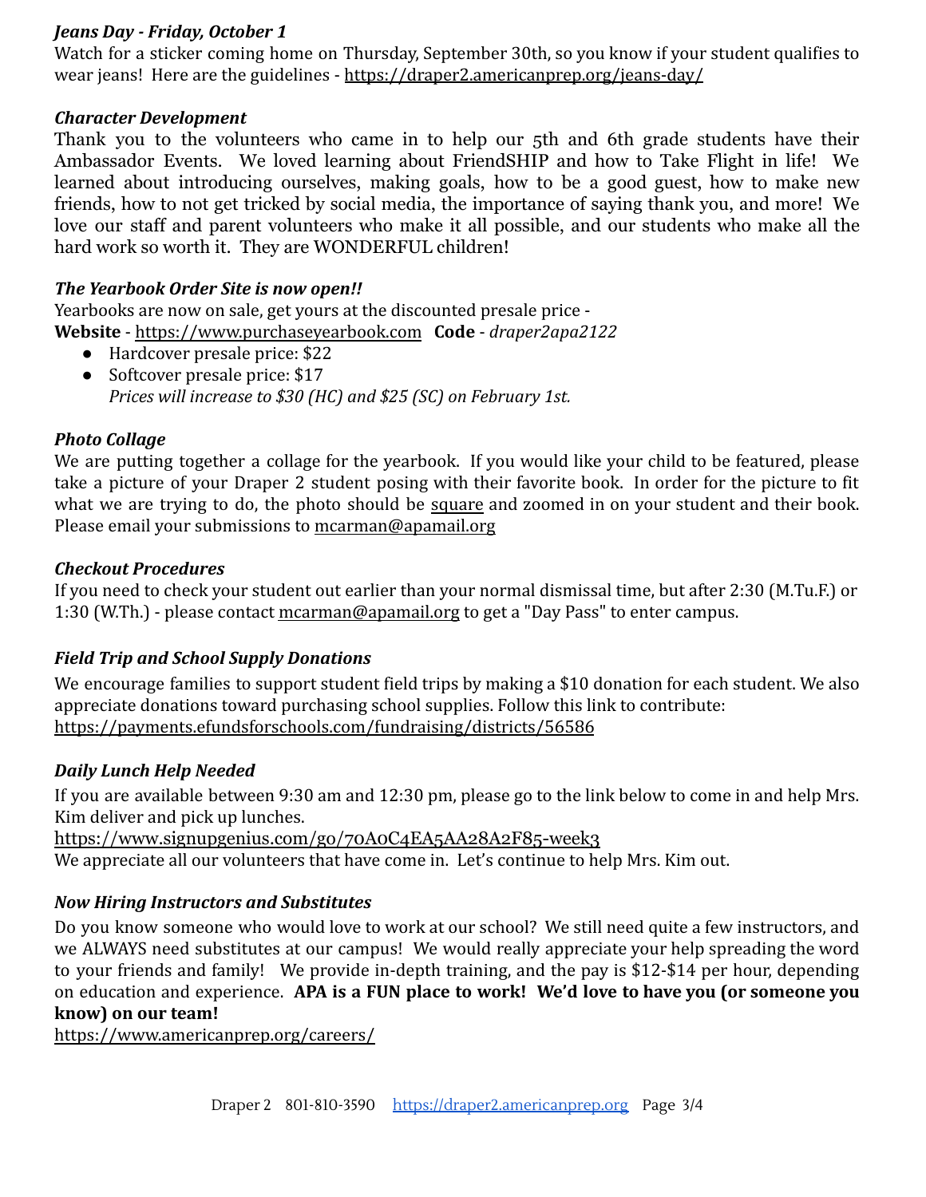### *Jeans Day - Friday, October 1*

Watch for a sticker coming home on Thursday, September 30th, so you know if your student qualifies to wear jeans! Here are the guidelines - https://draper2.americanprep.org/jeans-day/

### *Character Development*

Thank you to the volunteers who came in to help our 5th and 6th grade students have their Ambassador Events. We loved learning about FriendSHIP and how to Take Flight in life! We learned about introducing ourselves, making goals, how to be a good guest, how to make new friends, how to not get tricked by social media, the importance of saying thank you, and more! We love our staff and parent volunteers who make it all possible, and our students who make all the hard work so worth it. They are WONDERFUL children!

### *The Yearbook Order Site is now open!!*

Yearbooks are now on sale, get yours at the discounted presale price -
**Website** - https://www.purchaseyearbook.com **Code** - *draper2apa2122*

- Hardcover presale price: $22
- Softcover presale price: $17
  *Prices will increase to $30 (HC) and $25 (SC) on February 1st.*

### *Photo Collage*

We are putting together a collage for the yearbook. If you would like your child to be featured, please take a picture of your Draper 2 student posing with their favorite book. In order for the picture to fit what we are trying to do, the photo should be square and zoomed in on your student and their book. Please email your submissions to mcarman@apamail.org

### *Checkout Procedures*

If you need to check your student out earlier than your normal dismissal time, but after 2:30 (M.Tu.F.) or 1:30 (W.Th.) - please contact mcarman@apamail.org to get a "Day Pass" to enter campus.

### *Field Trip and School Supply Donations*

We encourage families to support student field trips by making a $10 donation for each student. We also appreciate donations toward purchasing school supplies. Follow this link to contribute:
https://payments.efundsforschools.com/fundraising/districts/56586

### *Daily Lunch Help Needed*

If you are available between 9:30 am and 12:30 pm, please go to the link below to come in and help Mrs. Kim deliver and pick up lunches.
https://www.signupgenius.com/go/70A0C4EA5AA28A2F85-week3
We appreciate all our volunteers that have come in. Let's continue to help Mrs. Kim out.

### *Now Hiring Instructors and Substitutes*

Do you know someone who would love to work at our school? We still need quite a few instructors, and we ALWAYS need substitutes at our campus! We would really appreciate your help spreading the word to your friends and family! We provide in-depth training, and the pay is $12-$14 per hour, depending on education and experience. **APA is a FUN place to work! We'd love to have you (or someone you know) on our team!**
https://www.americanprep.org/careers/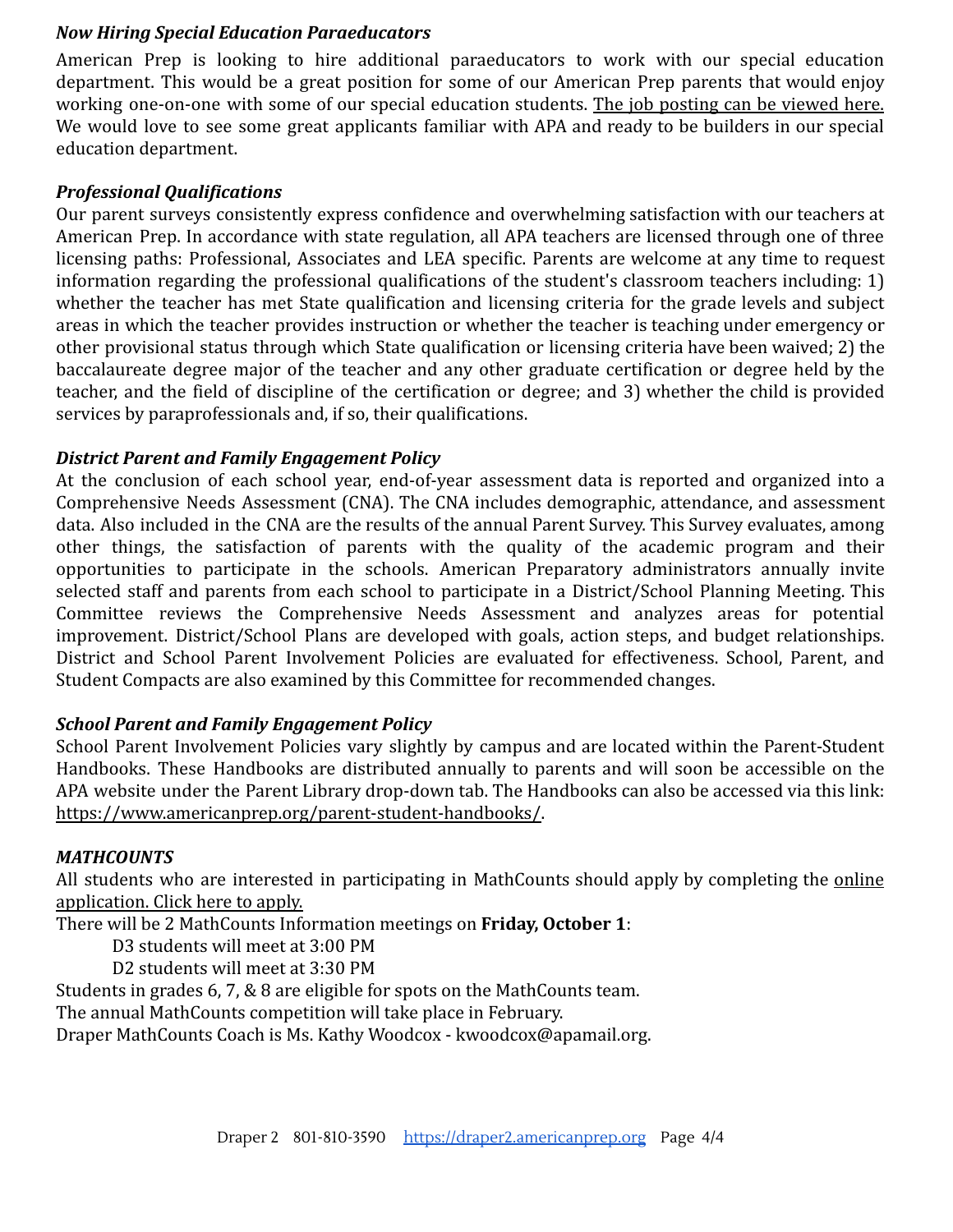### *Now Hiring Special Education Paraeducators*

American Prep is looking to hire additional paraeducators to work with our special education department. This would be a great position for some of our American Prep parents that would enjoy working one-on-one with some of our special education students. The job posting can be viewed here. We would love to see some great applicants familiar with APA and ready to be builders in our special education department.

### *Professional Qualifications*

Our parent surveys consistently express confidence and overwhelming satisfaction with our teachers at American Prep. In accordance with state regulation, all APA teachers are licensed through one of three licensing paths: Professional, Associates and LEA specific. Parents are welcome at any time to request information regarding the professional qualifications of the student's classroom teachers including: 1) whether the teacher has met State qualification and licensing criteria for the grade levels and subject areas in which the teacher provides instruction or whether the teacher is teaching under emergency or other provisional status through which State qualification or licensing criteria have been waived; 2) the baccalaureate degree major of the teacher and any other graduate certification or degree held by the teacher, and the field of discipline of the certification or degree; and 3) whether the child is provided services by paraprofessionals and, if so, their qualifications.

### *District Parent and Family Engagement Policy*

At the conclusion of each school year, end-of-year assessment data is reported and organized into a Comprehensive Needs Assessment (CNA). The CNA includes demographic, attendance, and assessment data. Also included in the CNA are the results of the annual Parent Survey. This Survey evaluates, among other things, the satisfaction of parents with the quality of the academic program and their opportunities to participate in the schools. American Preparatory administrators annually invite selected staff and parents from each school to participate in a District/School Planning Meeting. This Committee reviews the Comprehensive Needs Assessment and analyzes areas for potential improvement. District/School Plans are developed with goals, action steps, and budget relationships. District and School Parent Involvement Policies are evaluated for effectiveness. School, Parent, and Student Compacts are also examined by this Committee for recommended changes.

### *School Parent and Family Engagement Policy*

School Parent Involvement Policies vary slightly by campus and are located within the Parent-Student Handbooks. These Handbooks are distributed annually to parents and will soon be accessible on the APA website under the Parent Library drop-down tab. The Handbooks can also be accessed via this link: https://www.americanprep.org/parent-student-handbooks/.

### *MATHCOUNTS*

All students who are interested in participating in MathCounts should apply by completing the online application. Click here to apply.

There will be 2 MathCounts Information meetings on **Friday, October 1**:

- D3 students will meet at 3:00 PM
- D2 students will meet at 3:30 PM

Students in grades 6, 7, & 8 are eligible for spots on the MathCounts team.

The annual MathCounts competition will take place in February.

Draper MathCounts Coach is Ms. Kathy Woodcox - kwoodcox@apamail.org.